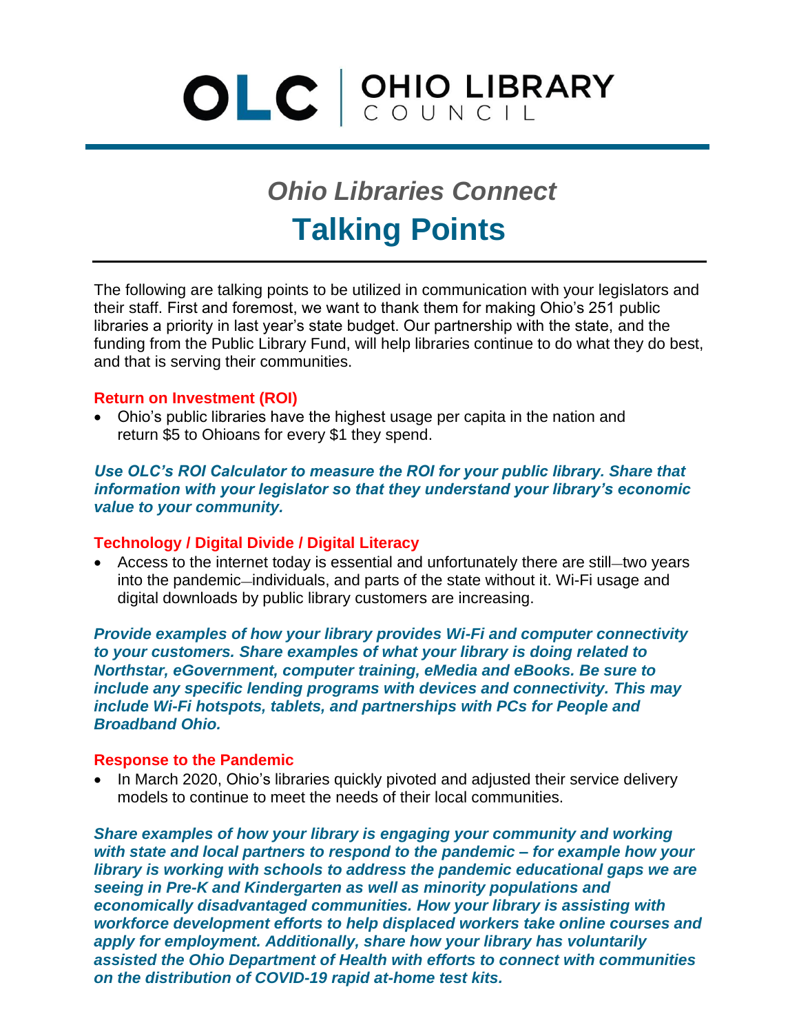# OLC | OHIO LIBRARY COUNCIL

## *Ohio Libraries Connect*

# Talking Points

The following are talking points to be utilized in communication with your legislators and their staff. First and foremost, we want to thank them for making Ohio's 251 public libraries a priority in last year's state budget. Our partnership with the state, and the funding from the Public Library Fund, will help libraries continue to do what they do best, and that is serving their communities.

### Return on Investment (ROI)

- Ohio's public libraries have the highest usage per capita in the nation and return $5 to Ohioans for every $1 they spend.

***Use OLC's ROI Calculator to measure the ROI for your public library. Share that information with your legislator so that they understand your library's economic value to your community.***

### Technology / Digital Divide / Digital Literacy

- Access to the internet today is essential and unfortunately there are still—two years into the pandemic—individuals, and parts of the state without it. Wi-Fi usage and digital downloads by public library customers are increasing.

***Provide examples of how your library provides Wi-Fi and computer connectivity to your customers. Share examples of what your library is doing related to Northstar, eGovernment, computer training, eMedia and eBooks. Be sure to include any specific lending programs with devices and connectivity. This may include Wi-Fi hotspots, tablets, and partnerships with PCs for People and Broadband Ohio.***

### Response to the Pandemic

- In March 2020, Ohio's libraries quickly pivoted and adjusted their service delivery models to continue to meet the needs of their local communities.

***Share examples of how your library is engaging your community and working with state and local partners to respond to the pandemic – for example how your library is working with schools to address the pandemic educational gaps we are seeing in Pre-K and Kindergarten as well as minority populations and economically disadvantaged communities. How your library is assisting with workforce development efforts to help displaced workers take online courses and apply for employment. Additionally, share how your library has voluntarily assisted the Ohio Department of Health with efforts to connect with communities on the distribution of COVID-19 rapid at-home test kits.***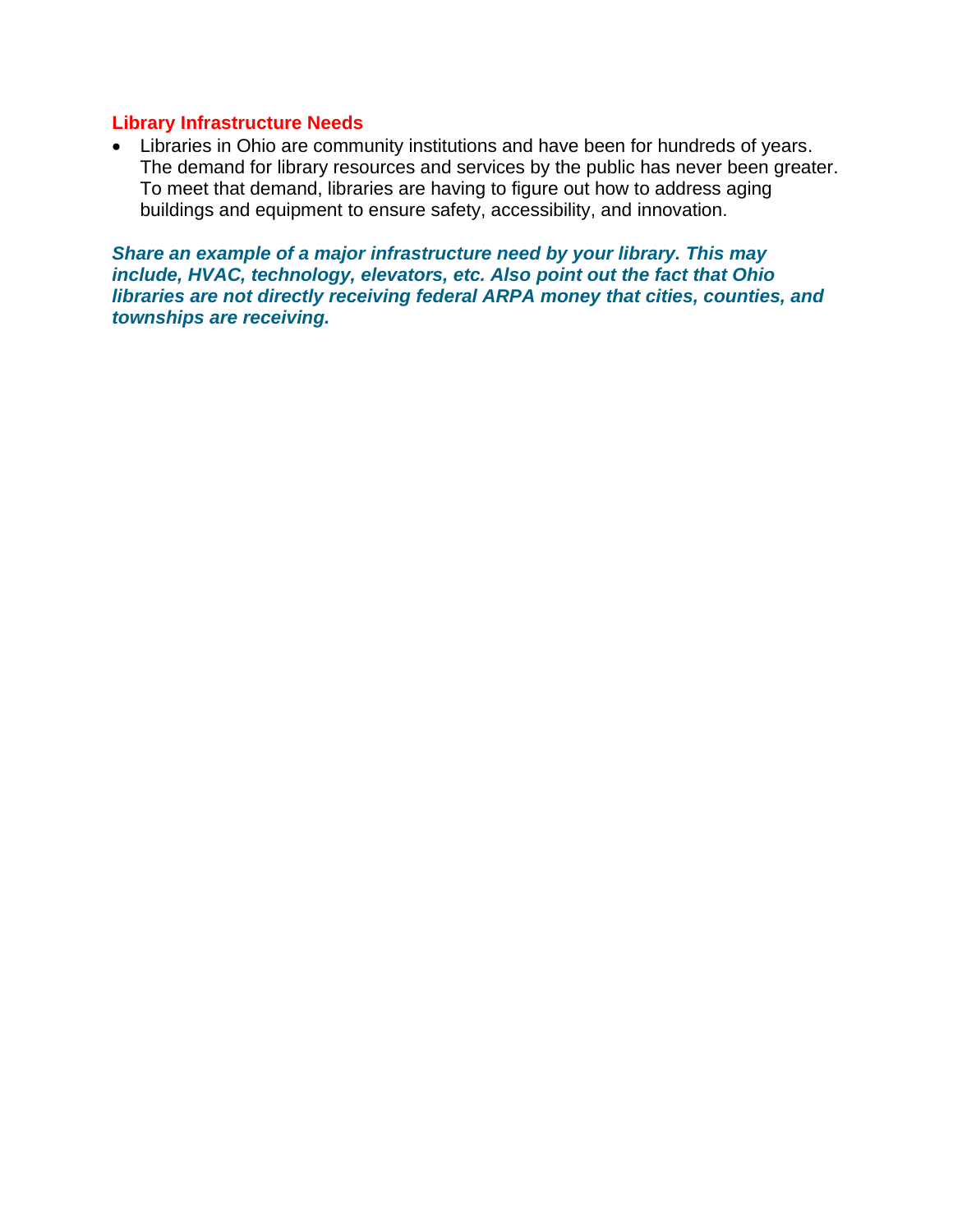## Library Infrastructure Needs

- Libraries in Ohio are community institutions and have been for hundreds of years. The demand for library resources and services by the public has never been greater. To meet that demand, libraries are having to figure out how to address aging buildings and equipment to ensure safety, accessibility, and innovation.

***Share an example of a major infrastructure need by your library. This may include, HVAC, technology, elevators, etc. Also point out the fact that Ohio libraries are not directly receiving federal ARPA money that cities, counties, and townships are receiving.***